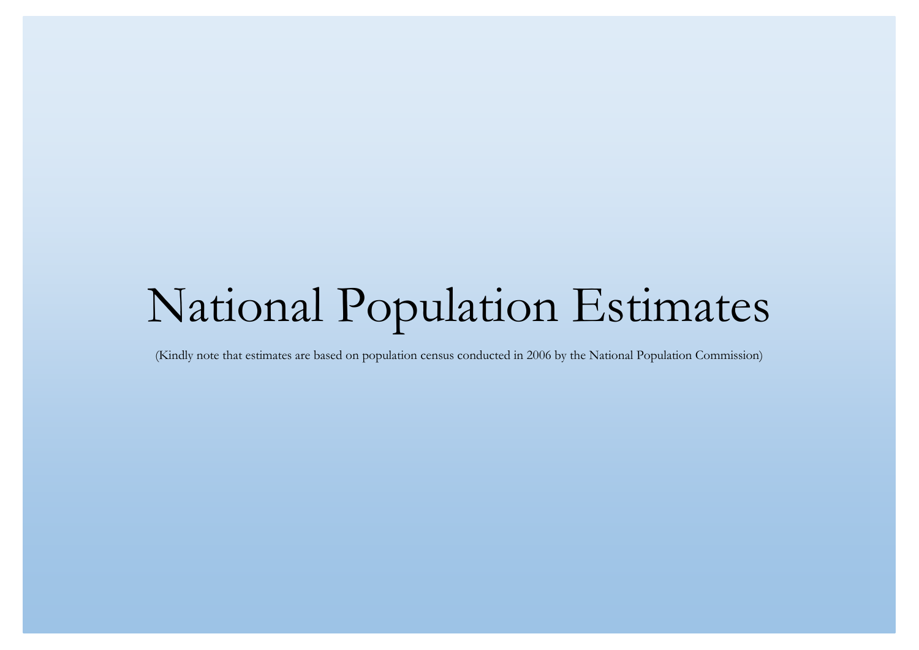# National Population Estimates

(Kindly note that estimates are based on population census conducted in 2006 by the National Population Commission)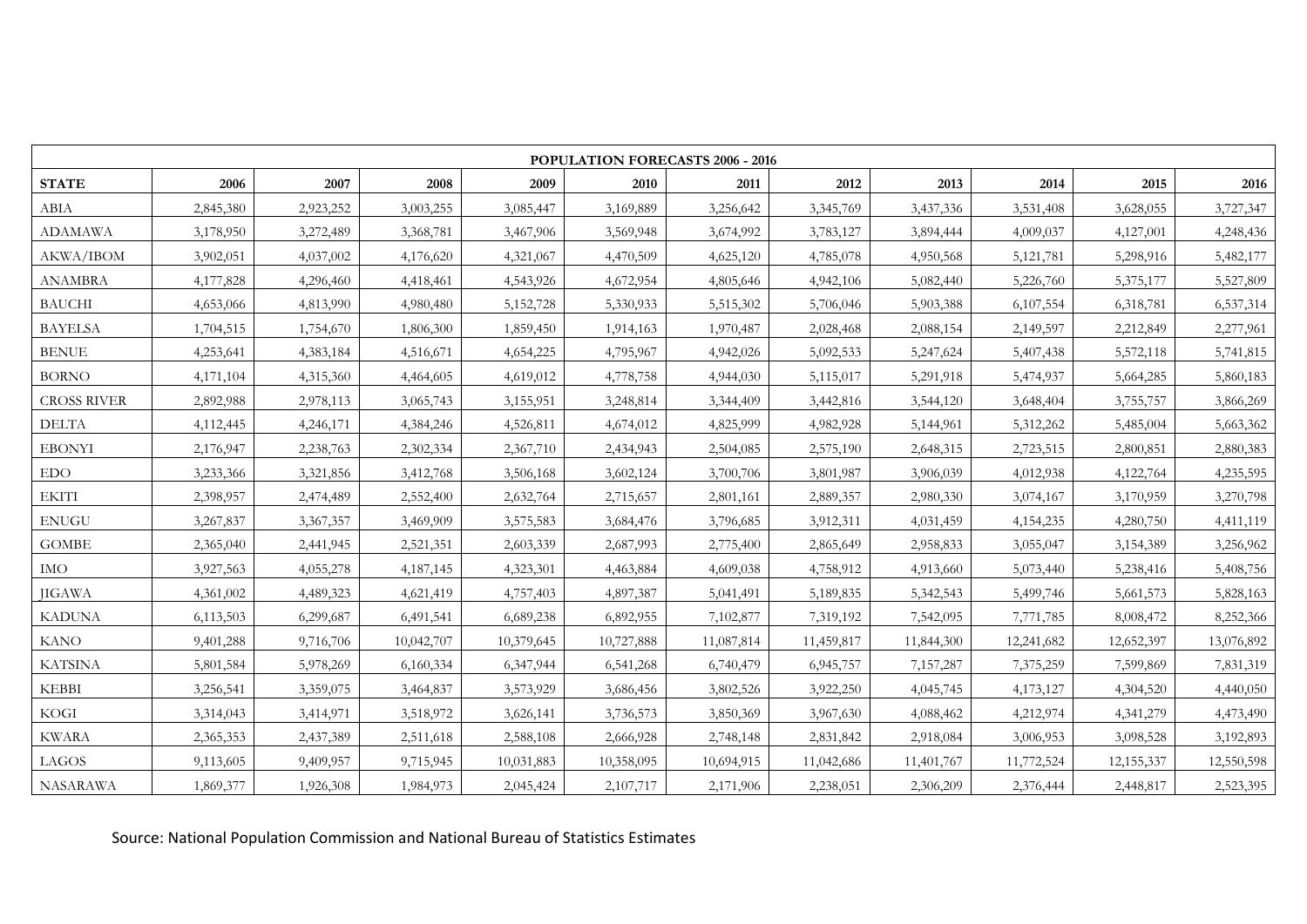| POPULATION FORECASTS 2006 - 2016 | | | | | | | | | | | |
|---|---|---|---|---|---|---|---|---|---|---|---|
| **STATE** | **2006** | **2007** | **2008** | **2009** | **2010** | **2011** | **2012** | **2013** | **2014** | **2015** | **2016** |
| ABIA | 2,845,380 | 2,923,252 | 3,003,255 | 3,085,447 | 3,169,889 | 3,256,642 | 3,345,769 | 3,437,336 | 3,531,408 | 3,628,055 | 3,727,347 |
| ADAMAWA | 3,178,950 | 3,272,489 | 3,368,781 | 3,467,906 | 3,569,948 | 3,674,992 | 3,783,127 | 3,894,444 | 4,009,037 | 4,127,001 | 4,248,436 |
| AKWA/IBOM | 3,902,051 | 4,037,002 | 4,176,620 | 4,321,067 | 4,470,509 | 4,625,120 | 4,785,078 | 4,950,568 | 5,121,781 | 5,298,916 | 5,482,177 |
| ANAMBRA | 4,177,828 | 4,296,460 | 4,418,461 | 4,543,926 | 4,672,954 | 4,805,646 | 4,942,106 | 5,082,440 | 5,226,760 | 5,375,177 | 5,527,809 |
| BAUCHI | 4,653,066 | 4,813,990 | 4,980,480 | 5,152,728 | 5,330,933 | 5,515,302 | 5,706,046 | 5,903,388 | 6,107,554 | 6,318,781 | 6,537,314 |
| BAYELSA | 1,704,515 | 1,754,670 | 1,806,300 | 1,859,450 | 1,914,163 | 1,970,487 | 2,028,468 | 2,088,154 | 2,149,597 | 2,212,849 | 2,277,961 |
| BENUE | 4,253,641 | 4,383,184 | 4,516,671 | 4,654,225 | 4,795,967 | 4,942,026 | 5,092,533 | 5,247,624 | 5,407,438 | 5,572,118 | 5,741,815 |
| BORNO | 4,171,104 | 4,315,360 | 4,464,605 | 4,619,012 | 4,778,758 | 4,944,030 | 5,115,017 | 5,291,918 | 5,474,937 | 5,664,285 | 5,860,183 |
| CROSS RIVER | 2,892,988 | 2,978,113 | 3,065,743 | 3,155,951 | 3,248,814 | 3,344,409 | 3,442,816 | 3,544,120 | 3,648,404 | 3,755,757 | 3,866,269 |
| DELTA | 4,112,445 | 4,246,171 | 4,384,246 | 4,526,811 | 4,674,012 | 4,825,999 | 4,982,928 | 5,144,961 | 5,312,262 | 5,485,004 | 5,663,362 |
| EBONYI | 2,176,947 | 2,238,763 | 2,302,334 | 2,367,710 | 2,434,943 | 2,504,085 | 2,575,190 | 2,648,315 | 2,723,515 | 2,800,851 | 2,880,383 |
| EDO | 3,233,366 | 3,321,856 | 3,412,768 | 3,506,168 | 3,602,124 | 3,700,706 | 3,801,987 | 3,906,039 | 4,012,938 | 4,122,764 | 4,235,595 |
| EKITI | 2,398,957 | 2,474,489 | 2,552,400 | 2,632,764 | 2,715,657 | 2,801,161 | 2,889,357 | 2,980,330 | 3,074,167 | 3,170,959 | 3,270,798 |
| ENUGU | 3,267,837 | 3,367,357 | 3,469,909 | 3,575,583 | 3,684,476 | 3,796,685 | 3,912,311 | 4,031,459 | 4,154,235 | 4,280,750 | 4,411,119 |
| GOMBE | 2,365,040 | 2,441,945 | 2,521,351 | 2,603,339 | 2,687,993 | 2,775,400 | 2,865,649 | 2,958,833 | 3,055,047 | 3,154,389 | 3,256,962 |
| IMO | 3,927,563 | 4,055,278 | 4,187,145 | 4,323,301 | 4,463,884 | 4,609,038 | 4,758,912 | 4,913,660 | 5,073,440 | 5,238,416 | 5,408,756 |
| JIGAWA | 4,361,002 | 4,489,323 | 4,621,419 | 4,757,403 | 4,897,387 | 5,041,491 | 5,189,835 | 5,342,543 | 5,499,746 | 5,661,573 | 5,828,163 |
| KADUNA | 6,113,503 | 6,299,687 | 6,491,541 | 6,689,238 | 6,892,955 | 7,102,877 | 7,319,192 | 7,542,095 | 7,771,785 | 8,008,472 | 8,252,366 |
| KANO | 9,401,288 | 9,716,706 | 10,042,707 | 10,379,645 | 10,727,888 | 11,087,814 | 11,459,817 | 11,844,300 | 12,241,682 | 12,652,397 | 13,076,892 |
| KATSINA | 5,801,584 | 5,978,269 | 6,160,334 | 6,347,944 | 6,541,268 | 6,740,479 | 6,945,757 | 7,157,287 | 7,375,259 | 7,599,869 | 7,831,319 |
| KEBBI | 3,256,541 | 3,359,075 | 3,464,837 | 3,573,929 | 3,686,456 | 3,802,526 | 3,922,250 | 4,045,745 | 4,173,127 | 4,304,520 | 4,440,050 |
| KOGI | 3,314,043 | 3,414,971 | 3,518,972 | 3,626,141 | 3,736,573 | 3,850,369 | 3,967,630 | 4,088,462 | 4,212,974 | 4,341,279 | 4,473,490 |
| KWARA | 2,365,353 | 2,437,389 | 2,511,618 | 2,588,108 | 2,666,928 | 2,748,148 | 2,831,842 | 2,918,084 | 3,006,953 | 3,098,528 | 3,192,893 |
| LAGOS | 9,113,605 | 9,409,957 | 9,715,945 | 10,031,883 | 10,358,095 | 10,694,915 | 11,042,686 | 11,401,767 | 11,772,524 | 12,155,337 | 12,550,598 |
| NASARAWA | 1,869,377 | 1,926,308 | 1,984,973 | 2,045,424 | 2,107,717 | 2,171,906 | 2,238,051 | 2,306,209 | 2,376,444 | 2,448,817 | 2,523,395 |

Source: National Population Commission and National Bureau of Statistics Estimates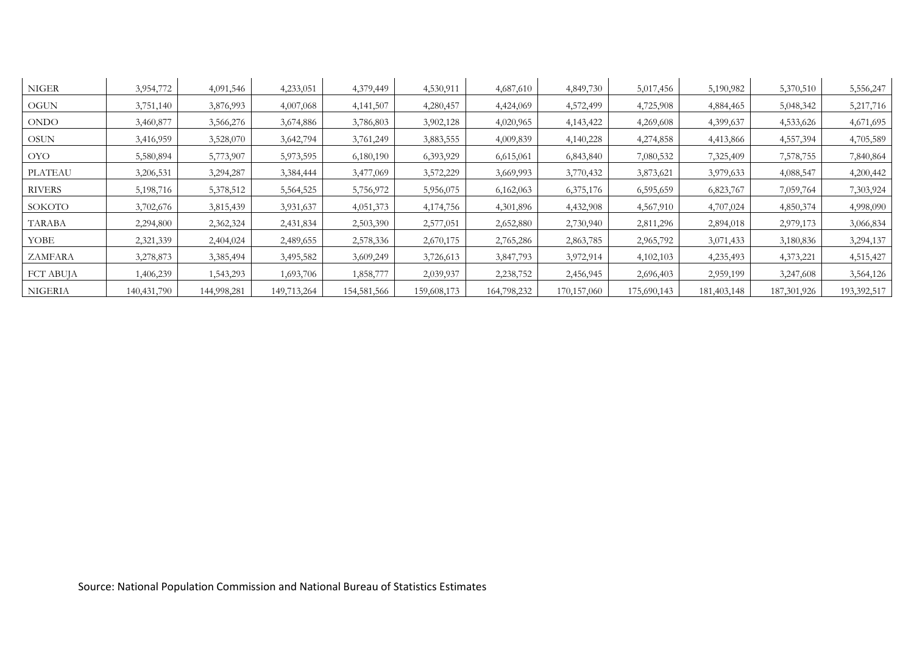| NIGER | 3,954,772 | 4,091,546 | 4,233,051 | 4,379,449 | 4,530,911 | 4,687,610 | 4,849,730 | 5,017,456 | 5,190,982 | 5,370,510 | 5,556,247 |
|---|---|---|---|---|---|---|---|---|---|---|---|
| OGUN | 3,751,140 | 3,876,993 | 4,007,068 | 4,141,507 | 4,280,457 | 4,424,069 | 4,572,499 | 4,725,908 | 4,884,465 | 5,048,342 | 5,217,716 |
| ONDO | 3,460,877 | 3,566,276 | 3,674,886 | 3,786,803 | 3,902,128 | 4,020,965 | 4,143,422 | 4,269,608 | 4,399,637 | 4,533,626 | 4,671,695 |
| OSUN | 3,416,959 | 3,528,070 | 3,642,794 | 3,761,249 | 3,883,555 | 4,009,839 | 4,140,228 | 4,274,858 | 4,413,866 | 4,557,394 | 4,705,589 |
| OYO | 5,580,894 | 5,773,907 | 5,973,595 | 6,180,190 | 6,393,929 | 6,615,061 | 6,843,840 | 7,080,532 | 7,325,409 | 7,578,755 | 7,840,864 |
| PLATEAU | 3,206,531 | 3,294,287 | 3,384,444 | 3,477,069 | 3,572,229 | 3,669,993 | 3,770,432 | 3,873,621 | 3,979,633 | 4,088,547 | 4,200,442 |
| RIVERS | 5,198,716 | 5,378,512 | 5,564,525 | 5,756,972 | 5,956,075 | 6,162,063 | 6,375,176 | 6,595,659 | 6,823,767 | 7,059,764 | 7,303,924 |
| SOKOTO | 3,702,676 | 3,815,439 | 3,931,637 | 4,051,373 | 4,174,756 | 4,301,896 | 4,432,908 | 4,567,910 | 4,707,024 | 4,850,374 | 4,998,090 |
| TARABA | 2,294,800 | 2,362,324 | 2,431,834 | 2,503,390 | 2,577,051 | 2,652,880 | 2,730,940 | 2,811,296 | 2,894,018 | 2,979,173 | 3,066,834 |
| YOBE | 2,321,339 | 2,404,024 | 2,489,655 | 2,578,336 | 2,670,175 | 2,765,286 | 2,863,785 | 2,965,792 | 3,071,433 | 3,180,836 | 3,294,137 |
| ZAMFARA | 3,278,873 | 3,385,494 | 3,495,582 | 3,609,249 | 3,726,613 | 3,847,793 | 3,972,914 | 4,102,103 | 4,235,493 | 4,373,221 | 4,515,427 |
| FCT ABUJA | 1,406,239 | 1,543,293 | 1,693,706 | 1,858,777 | 2,039,937 | 2,238,752 | 2,456,945 | 2,696,403 | 2,959,199 | 3,247,608 | 3,564,126 |
| NIGERIA | 140,431,790 | 144,998,281 | 149,713,264 | 154,581,566 | 159,608,173 | 164,798,232 | 170,157,060 | 175,690,143 | 181,403,148 | 187,301,926 | 193,392,517 |

Source: National Population Commission and National Bureau of Statistics Estimates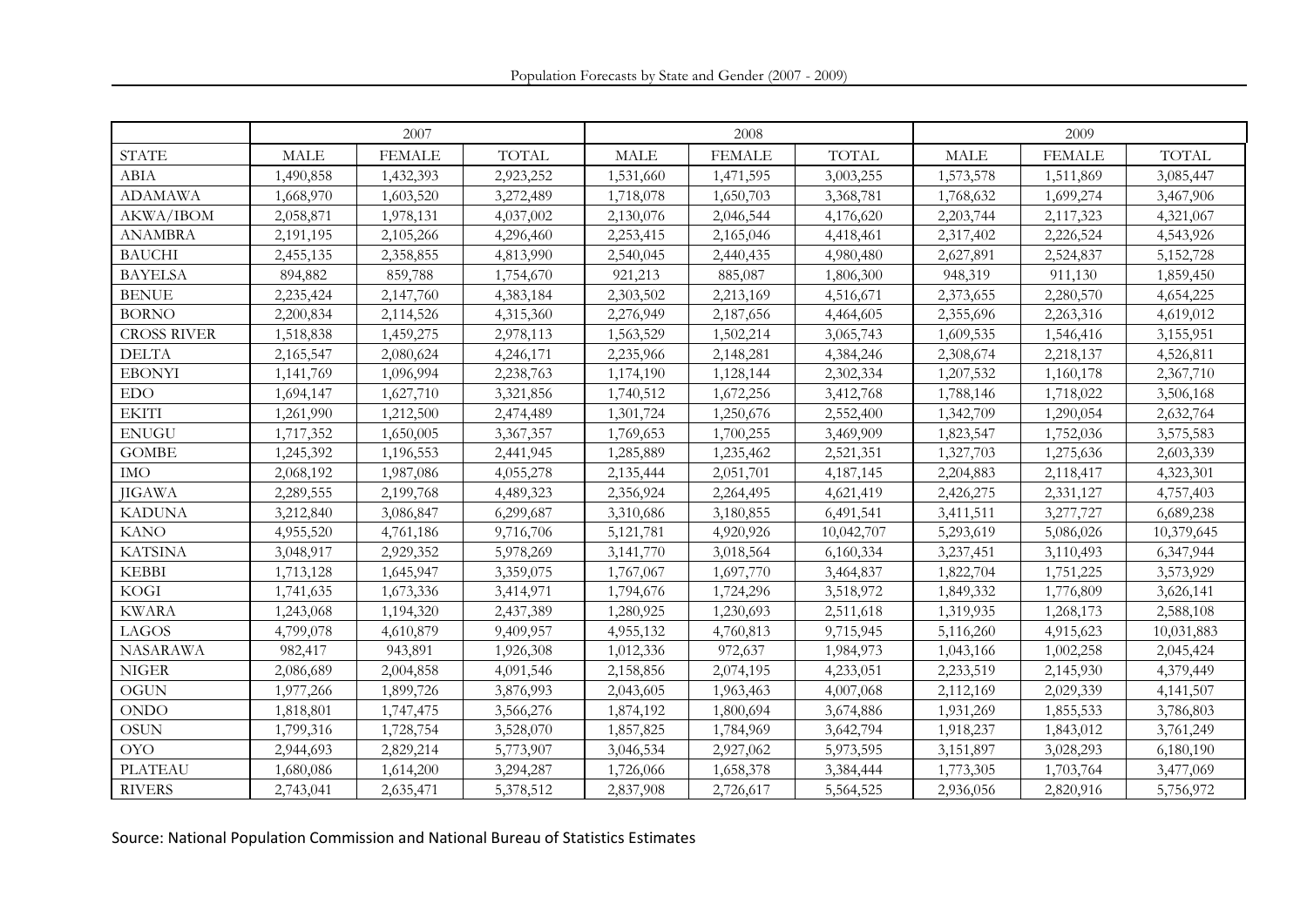Population Forecasts by State and Gender (2007 - 2009)

| | 2007 | | | 2008 | | | 2009 | | |
|---|---|---|---|---|---|---|---|---|---|
| STATE | MALE | FEMALE | TOTAL | MALE | FEMALE | TOTAL | MALE | FEMALE | TOTAL |
| ABIA | 1,490,858 | 1,432,393 | 2,923,252 | 1,531,660 | 1,471,595 | 3,003,255 | 1,573,578 | 1,511,869 | 3,085,447 |
| ADAMAWA | 1,668,970 | 1,603,520 | 3,272,489 | 1,718,078 | 1,650,703 | 3,368,781 | 1,768,632 | 1,699,274 | 3,467,906 |
| AKWA/IBOM | 2,058,871 | 1,978,131 | 4,037,002 | 2,130,076 | 2,046,544 | 4,176,620 | 2,203,744 | 2,117,323 | 4,321,067 |
| ANAMBRA | 2,191,195 | 2,105,266 | 4,296,460 | 2,253,415 | 2,165,046 | 4,418,461 | 2,317,402 | 2,226,524 | 4,543,926 |
| BAUCHI | 2,455,135 | 2,358,855 | 4,813,990 | 2,540,045 | 2,440,435 | 4,980,480 | 2,627,891 | 2,524,837 | 5,152,728 |
| BAYELSA | 894,882 | 859,788 | 1,754,670 | 921,213 | 885,087 | 1,806,300 | 948,319 | 911,130 | 1,859,450 |
| BENUE | 2,235,424 | 2,147,760 | 4,383,184 | 2,303,502 | 2,213,169 | 4,516,671 | 2,373,655 | 2,280,570 | 4,654,225 |
| BORNO | 2,200,834 | 2,114,526 | 4,315,360 | 2,276,949 | 2,187,656 | 4,464,605 | 2,355,696 | 2,263,316 | 4,619,012 |
| CROSS RIVER | 1,518,838 | 1,459,275 | 2,978,113 | 1,563,529 | 1,502,214 | 3,065,743 | 1,609,535 | 1,546,416 | 3,155,951 |
| DELTA | 2,165,547 | 2,080,624 | 4,246,171 | 2,235,966 | 2,148,281 | 4,384,246 | 2,308,674 | 2,218,137 | 4,526,811 |
| EBONYI | 1,141,769 | 1,096,994 | 2,238,763 | 1,174,190 | 1,128,144 | 2,302,334 | 1,207,532 | 1,160,178 | 2,367,710 |
| EDO | 1,694,147 | 1,627,710 | 3,321,856 | 1,740,512 | 1,672,256 | 3,412,768 | 1,788,146 | 1,718,022 | 3,506,168 |
| EKITI | 1,261,990 | 1,212,500 | 2,474,489 | 1,301,724 | 1,250,676 | 2,552,400 | 1,342,709 | 1,290,054 | 2,632,764 |
| ENUGU | 1,717,352 | 1,650,005 | 3,367,357 | 1,769,653 | 1,700,255 | 3,469,909 | 1,823,547 | 1,752,036 | 3,575,583 |
| GOMBE | 1,245,392 | 1,196,553 | 2,441,945 | 1,285,889 | 1,235,462 | 2,521,351 | 1,327,703 | 1,275,636 | 2,603,339 |
| IMO | 2,068,192 | 1,987,086 | 4,055,278 | 2,135,444 | 2,051,701 | 4,187,145 | 2,204,883 | 2,118,417 | 4,323,301 |
| JIGAWA | 2,289,555 | 2,199,768 | 4,489,323 | 2,356,924 | 2,264,495 | 4,621,419 | 2,426,275 | 2,331,127 | 4,757,403 |
| KADUNA | 3,212,840 | 3,086,847 | 6,299,687 | 3,310,686 | 3,180,855 | 6,491,541 | 3,411,511 | 3,277,727 | 6,689,238 |
| KANO | 4,955,520 | 4,761,186 | 9,716,706 | 5,121,781 | 4,920,926 | 10,042,707 | 5,293,619 | 5,086,026 | 10,379,645 |
| KATSINA | 3,048,917 | 2,929,352 | 5,978,269 | 3,141,770 | 3,018,564 | 6,160,334 | 3,237,451 | 3,110,493 | 6,347,944 |
| KEBBI | 1,713,128 | 1,645,947 | 3,359,075 | 1,767,067 | 1,697,770 | 3,464,837 | 1,822,704 | 1,751,225 | 3,573,929 |
| KOGI | 1,741,635 | 1,673,336 | 3,414,971 | 1,794,676 | 1,724,296 | 3,518,972 | 1,849,332 | 1,776,809 | 3,626,141 |
| KWARA | 1,243,068 | 1,194,320 | 2,437,389 | 1,280,925 | 1,230,693 | 2,511,618 | 1,319,935 | 1,268,173 | 2,588,108 |
| LAGOS | 4,799,078 | 4,610,879 | 9,409,957 | 4,955,132 | 4,760,813 | 9,715,945 | 5,116,260 | 4,915,623 | 10,031,883 |
| NASARAWA | 982,417 | 943,891 | 1,926,308 | 1,012,336 | 972,637 | 1,984,973 | 1,043,166 | 1,002,258 | 2,045,424 |
| NIGER | 2,086,689 | 2,004,858 | 4,091,546 | 2,158,856 | 2,074,195 | 4,233,051 | 2,233,519 | 2,145,930 | 4,379,449 |
| OGUN | 1,977,266 | 1,899,726 | 3,876,993 | 2,043,605 | 1,963,463 | 4,007,068 | 2,112,169 | 2,029,339 | 4,141,507 |
| ONDO | 1,818,801 | 1,747,475 | 3,566,276 | 1,874,192 | 1,800,694 | 3,674,886 | 1,931,269 | 1,855,533 | 3,786,803 |
| OSUN | 1,799,316 | 1,728,754 | 3,528,070 | 1,857,825 | 1,784,969 | 3,642,794 | 1,918,237 | 1,843,012 | 3,761,249 |
| OYO | 2,944,693 | 2,829,214 | 5,773,907 | 3,046,534 | 2,927,062 | 5,973,595 | 3,151,897 | 3,028,293 | 6,180,190 |
| PLATEAU | 1,680,086 | 1,614,200 | 3,294,287 | 1,726,066 | 1,658,378 | 3,384,444 | 1,773,305 | 1,703,764 | 3,477,069 |
| RIVERS | 2,743,041 | 2,635,471 | 5,378,512 | 2,837,908 | 2,726,617 | 5,564,525 | 2,936,056 | 2,820,916 | 5,756,972 |

Source: National Population Commission and National Bureau of Statistics Estimates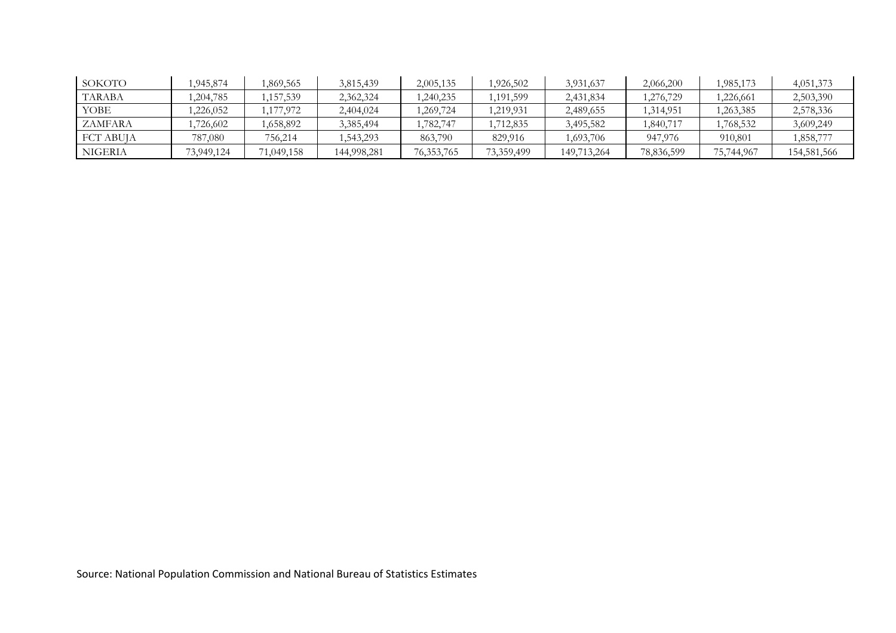| SOKOTO | 1,945,874 | 1,869,565 | 3,815,439 | 2,005,135 | 1,926,502 | 3,931,637 | 2,066,200 | 1,985,173 | 4,051,373 |
|---|---|---|---|---|---|---|---|---|---|
| TARABA | 1,204,785 | 1,157,539 | 2,362,324 | 1,240,235 | 1,191,599 | 2,431,834 | 1,276,729 | 1,226,661 | 2,503,390 |
| YOBE | 1,226,052 | 1,177,972 | 2,404,024 | 1,269,724 | 1,219,931 | 2,489,655 | 1,314,951 | 1,263,385 | 2,578,336 |
| ZAMFARA | 1,726,602 | 1,658,892 | 3,385,494 | 1,782,747 | 1,712,835 | 3,495,582 | 1,840,717 | 1,768,532 | 3,609,249 |
| FCT ABUJA | 787,080 | 756,214 | 1,543,293 | 863,790 | 829,916 | 1,693,706 | 947,976 | 910,801 | 1,858,777 |
| NIGERIA | 73,949,124 | 71,049,158 | 144,998,281 | 76,353,765 | 73,359,499 | 149,713,264 | 78,836,599 | 75,744,967 | 154,581,566 |

Source: National Population Commission and National Bureau of Statistics Estimates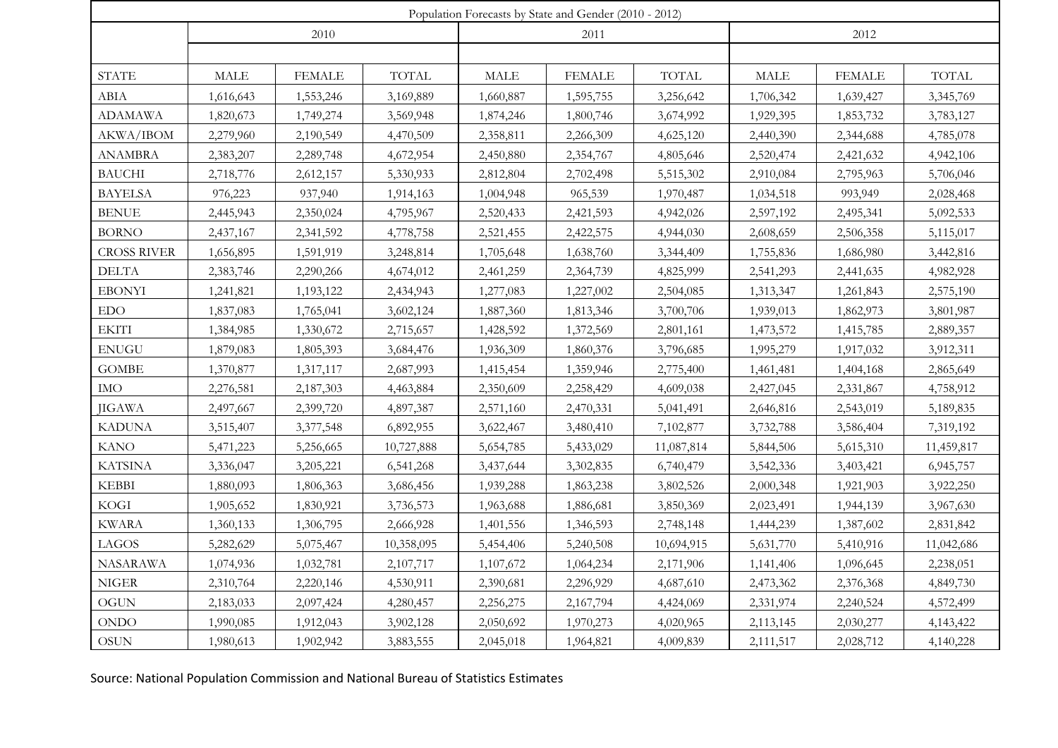| Population Forecasts by State and Gender (2010 - 2012) | | | | | | | | | |
|---|---|---|---|---|---|---|---|---|---|
| | 2010 | | | 2011 | | | 2012 | | |
| STATE | MALE | FEMALE | TOTAL | MALE | FEMALE | TOTAL | MALE | FEMALE | TOTAL |
| ABIA | 1,616,643 | 1,553,246 | 3,169,889 | 1,660,887 | 1,595,755 | 3,256,642 | 1,706,342 | 1,639,427 | 3,345,769 |
| ADAMAWA | 1,820,673 | 1,749,274 | 3,569,948 | 1,874,246 | 1,800,746 | 3,674,992 | 1,929,395 | 1,853,732 | 3,783,127 |
| AKWA/IBOM | 2,279,960 | 2,190,549 | 4,470,509 | 2,358,811 | 2,266,309 | 4,625,120 | 2,440,390 | 2,344,688 | 4,785,078 |
| ANAMBRA | 2,383,207 | 2,289,748 | 4,672,954 | 2,450,880 | 2,354,767 | 4,805,646 | 2,520,474 | 2,421,632 | 4,942,106 |
| BAUCHI | 2,718,776 | 2,612,157 | 5,330,933 | 2,812,804 | 2,702,498 | 5,515,302 | 2,910,084 | 2,795,963 | 5,706,046 |
| BAYELSA | 976,223 | 937,940 | 1,914,163 | 1,004,948 | 965,539 | 1,970,487 | 1,034,518 | 993,949 | 2,028,468 |
| BENUE | 2,445,943 | 2,350,024 | 4,795,967 | 2,520,433 | 2,421,593 | 4,942,026 | 2,597,192 | 2,495,341 | 5,092,533 |
| BORNO | 2,437,167 | 2,341,592 | 4,778,758 | 2,521,455 | 2,422,575 | 4,944,030 | 2,608,659 | 2,506,358 | 5,115,017 |
| CROSS RIVER | 1,656,895 | 1,591,919 | 3,248,814 | 1,705,648 | 1,638,760 | 3,344,409 | 1,755,836 | 1,686,980 | 3,442,816 |
| DELTA | 2,383,746 | 2,290,266 | 4,674,012 | 2,461,259 | 2,364,739 | 4,825,999 | 2,541,293 | 2,441,635 | 4,982,928 |
| EBONYI | 1,241,821 | 1,193,122 | 2,434,943 | 1,277,083 | 1,227,002 | 2,504,085 | 1,313,347 | 1,261,843 | 2,575,190 |
| EDO | 1,837,083 | 1,765,041 | 3,602,124 | 1,887,360 | 1,813,346 | 3,700,706 | 1,939,013 | 1,862,973 | 3,801,987 |
| EKITI | 1,384,985 | 1,330,672 | 2,715,657 | 1,428,592 | 1,372,569 | 2,801,161 | 1,473,572 | 1,415,785 | 2,889,357 |
| ENUGU | 1,879,083 | 1,805,393 | 3,684,476 | 1,936,309 | 1,860,376 | 3,796,685 | 1,995,279 | 1,917,032 | 3,912,311 |
| GOMBE | 1,370,877 | 1,317,117 | 2,687,993 | 1,415,454 | 1,359,946 | 2,775,400 | 1,461,481 | 1,404,168 | 2,865,649 |
| IMO | 2,276,581 | 2,187,303 | 4,463,884 | 2,350,609 | 2,258,429 | 4,609,038 | 2,427,045 | 2,331,867 | 4,758,912 |
| JIGAWA | 2,497,667 | 2,399,720 | 4,897,387 | 2,571,160 | 2,470,331 | 5,041,491 | 2,646,816 | 2,543,019 | 5,189,835 |
| KADUNA | 3,515,407 | 3,377,548 | 6,892,955 | 3,622,467 | 3,480,410 | 7,102,877 | 3,732,788 | 3,586,404 | 7,319,192 |
| KANO | 5,471,223 | 5,256,665 | 10,727,888 | 5,654,785 | 5,433,029 | 11,087,814 | 5,844,506 | 5,615,310 | 11,459,817 |
| KATSINA | 3,336,047 | 3,205,221 | 6,541,268 | 3,437,644 | 3,302,835 | 6,740,479 | 3,542,336 | 3,403,421 | 6,945,757 |
| KEBBI | 1,880,093 | 1,806,363 | 3,686,456 | 1,939,288 | 1,863,238 | 3,802,526 | 2,000,348 | 1,921,903 | 3,922,250 |
| KOGI | 1,905,652 | 1,830,921 | 3,736,573 | 1,963,688 | 1,886,681 | 3,850,369 | 2,023,491 | 1,944,139 | 3,967,630 |
| KWARA | 1,360,133 | 1,306,795 | 2,666,928 | 1,401,556 | 1,346,593 | 2,748,148 | 1,444,239 | 1,387,602 | 2,831,842 |
| LAGOS | 5,282,629 | 5,075,467 | 10,358,095 | 5,454,406 | 5,240,508 | 10,694,915 | 5,631,770 | 5,410,916 | 11,042,686 |
| NASARAWA | 1,074,936 | 1,032,781 | 2,107,717 | 1,107,672 | 1,064,234 | 2,171,906 | 1,141,406 | 1,096,645 | 2,238,051 |
| NIGER | 2,310,764 | 2,220,146 | 4,530,911 | 2,390,681 | 2,296,929 | 4,687,610 | 2,473,362 | 2,376,368 | 4,849,730 |
| OGUN | 2,183,033 | 2,097,424 | 4,280,457 | 2,256,275 | 2,167,794 | 4,424,069 | 2,331,974 | 2,240,524 | 4,572,499 |
| ONDO | 1,990,085 | 1,912,043 | 3,902,128 | 2,050,692 | 1,970,273 | 4,020,965 | 2,113,145 | 2,030,277 | 4,143,422 |
| OSUN | 1,980,613 | 1,902,942 | 3,883,555 | 2,045,018 | 1,964,821 | 4,009,839 | 2,111,517 | 2,028,712 | 4,140,228 |

Source: National Population Commission and National Bureau of Statistics Estimates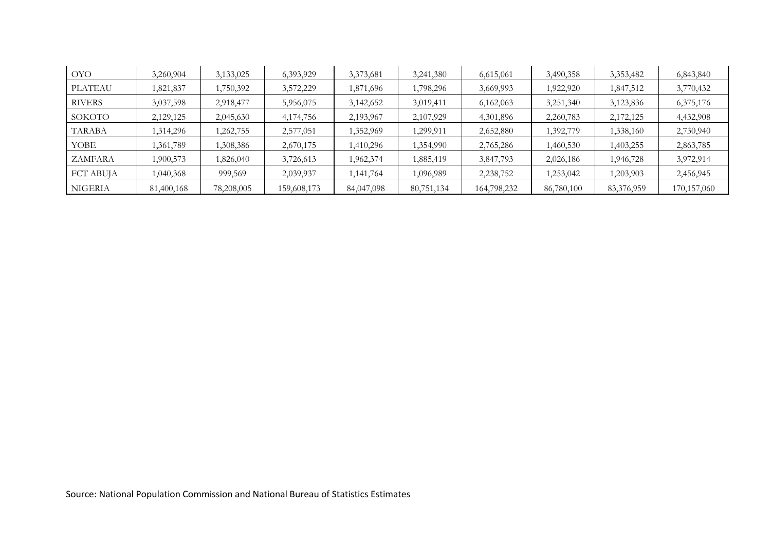| OYO | 3,260,904 | 3,133,025 | 6,393,929 | 3,373,681 | 3,241,380 | 6,615,061 | 3,490,358 | 3,353,482 | 6,843,840 |
|---|---|---|---|---|---|---|---|---|---|
| PLATEAU | 1,821,837 | 1,750,392 | 3,572,229 | 1,871,696 | 1,798,296 | 3,669,993 | 1,922,920 | 1,847,512 | 3,770,432 |
| RIVERS | 3,037,598 | 2,918,477 | 5,956,075 | 3,142,652 | 3,019,411 | 6,162,063 | 3,251,340 | 3,123,836 | 6,375,176 |
| SOKOTO | 2,129,125 | 2,045,630 | 4,174,756 | 2,193,967 | 2,107,929 | 4,301,896 | 2,260,783 | 2,172,125 | 4,432,908 |
| TARABA | 1,314,296 | 1,262,755 | 2,577,051 | 1,352,969 | 1,299,911 | 2,652,880 | 1,392,779 | 1,338,160 | 2,730,940 |
| YOBE | 1,361,789 | 1,308,386 | 2,670,175 | 1,410,296 | 1,354,990 | 2,765,286 | 1,460,530 | 1,403,255 | 2,863,785 |
| ZAMFARA | 1,900,573 | 1,826,040 | 3,726,613 | 1,962,374 | 1,885,419 | 3,847,793 | 2,026,186 | 1,946,728 | 3,972,914 |
| FCT ABUJA | 1,040,368 | 999,569 | 2,039,937 | 1,141,764 | 1,096,989 | 2,238,752 | 1,253,042 | 1,203,903 | 2,456,945 |
| NIGERIA | 81,400,168 | 78,208,005 | 159,608,173 | 84,047,098 | 80,751,134 | 164,798,232 | 86,780,100 | 83,376,959 | 170,157,060 |

Source: National Population Commission and National Bureau of Statistics Estimates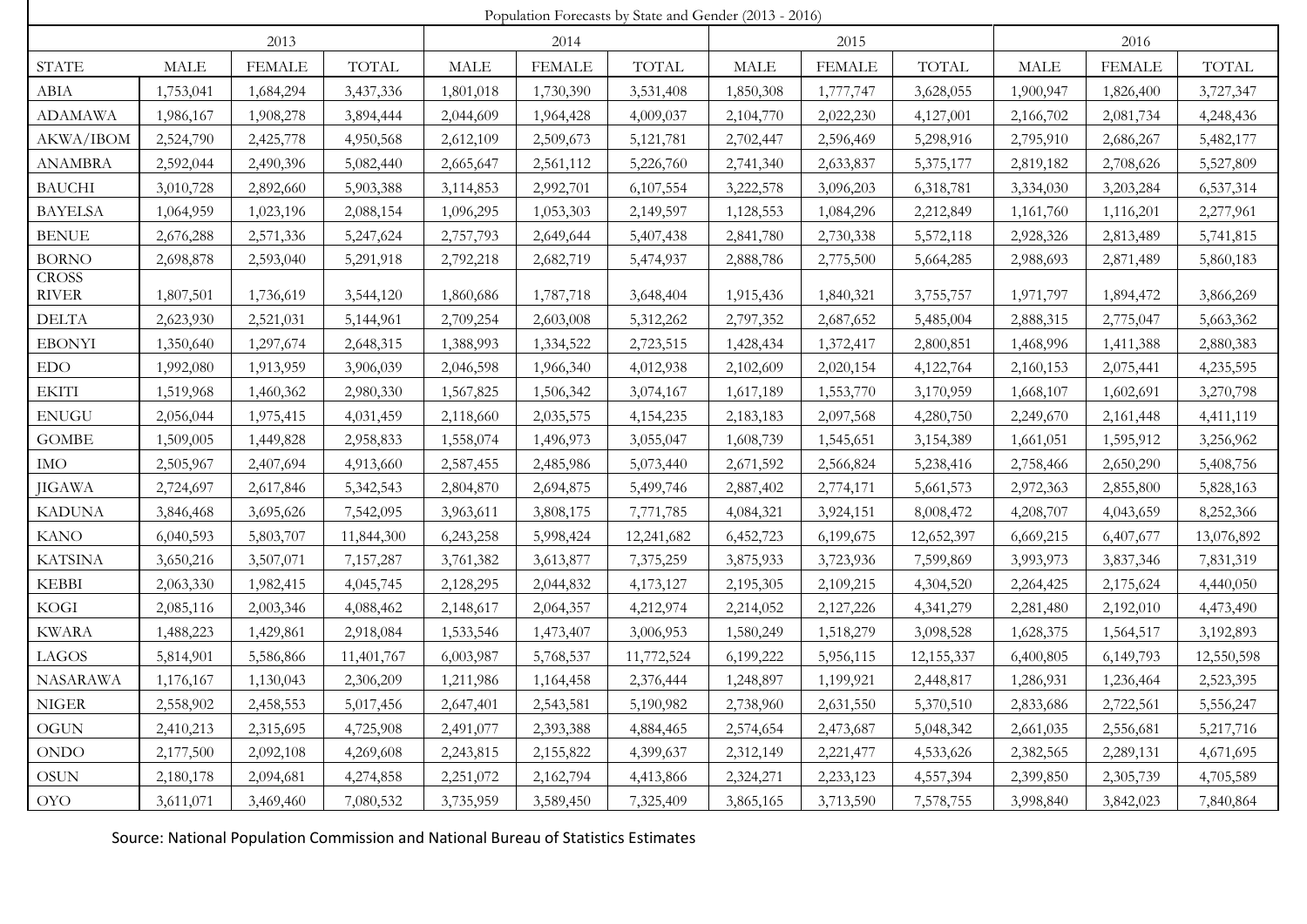Population Forecasts by State and Gender (2013 - 2016)

| | 2013 | | | 2014 | | | 2015 | | | 2016 | | |
|---|---|---|---|---|---|---|---|---|---|---|---|---|
| STATE | MALE | FEMALE | TOTAL | MALE | FEMALE | TOTAL | MALE | FEMALE | TOTAL | MALE | FEMALE | TOTAL |
| ABIA | 1,753,041 | 1,684,294 | 3,437,336 | 1,801,018 | 1,730,390 | 3,531,408 | 1,850,308 | 1,777,747 | 3,628,055 | 1,900,947 | 1,826,400 | 3,727,347 |
| ADAMAWA | 1,986,167 | 1,908,278 | 3,894,444 | 2,044,609 | 1,964,428 | 4,009,037 | 2,104,770 | 2,022,230 | 4,127,001 | 2,166,702 | 2,081,734 | 4,248,436 |
| AKWA/IBOM | 2,524,790 | 2,425,778 | 4,950,568 | 2,612,109 | 2,509,673 | 5,121,781 | 2,702,447 | 2,596,469 | 5,298,916 | 2,795,910 | 2,686,267 | 5,482,177 |
| ANAMBRA | 2,592,044 | 2,490,396 | 5,082,440 | 2,665,647 | 2,561,112 | 5,226,760 | 2,741,340 | 2,633,837 | 5,375,177 | 2,819,182 | 2,708,626 | 5,527,809 |
| BAUCHI | 3,010,728 | 2,892,660 | 5,903,388 | 3,114,853 | 2,992,701 | 6,107,554 | 3,222,578 | 3,096,203 | 6,318,781 | 3,334,030 | 3,203,284 | 6,537,314 |
| BAYELSA | 1,064,959 | 1,023,196 | 2,088,154 | 1,096,295 | 1,053,303 | 2,149,597 | 1,128,553 | 1,084,296 | 2,212,849 | 1,161,760 | 1,116,201 | 2,277,961 |
| BENUE | 2,676,288 | 2,571,336 | 5,247,624 | 2,757,793 | 2,649,644 | 5,407,438 | 2,841,780 | 2,730,338 | 5,572,118 | 2,928,326 | 2,813,489 | 5,741,815 |
| BORNO | 2,698,878 | 2,593,040 | 5,291,918 | 2,792,218 | 2,682,719 | 5,474,937 | 2,888,786 | 2,775,500 | 5,664,285 | 2,988,693 | 2,871,489 | 5,860,183 |
| CROSS RIVER | 1,807,501 | 1,736,619 | 3,544,120 | 1,860,686 | 1,787,718 | 3,648,404 | 1,915,436 | 1,840,321 | 3,755,757 | 1,971,797 | 1,894,472 | 3,866,269 |
| DELTA | 2,623,930 | 2,521,031 | 5,144,961 | 2,709,254 | 2,603,008 | 5,312,262 | 2,797,352 | 2,687,652 | 5,485,004 | 2,888,315 | 2,775,047 | 5,663,362 |
| EBONYI | 1,350,640 | 1,297,674 | 2,648,315 | 1,388,993 | 1,334,522 | 2,723,515 | 1,428,434 | 1,372,417 | 2,800,851 | 1,468,996 | 1,411,388 | 2,880,383 |
| EDO | 1,992,080 | 1,913,959 | 3,906,039 | 2,046,598 | 1,966,340 | 4,012,938 | 2,102,609 | 2,020,154 | 4,122,764 | 2,160,153 | 2,075,441 | 4,235,595 |
| EKITI | 1,519,968 | 1,460,362 | 2,980,330 | 1,567,825 | 1,506,342 | 3,074,167 | 1,617,189 | 1,553,770 | 3,170,959 | 1,668,107 | 1,602,691 | 3,270,798 |
| ENUGU | 2,056,044 | 1,975,415 | 4,031,459 | 2,118,660 | 2,035,575 | 4,154,235 | 2,183,183 | 2,097,568 | 4,280,750 | 2,249,670 | 2,161,448 | 4,411,119 |
| GOMBE | 1,509,005 | 1,449,828 | 2,958,833 | 1,558,074 | 1,496,973 | 3,055,047 | 1,608,739 | 1,545,651 | 3,154,389 | 1,661,051 | 1,595,912 | 3,256,962 |
| IMO | 2,505,967 | 2,407,694 | 4,913,660 | 2,587,455 | 2,485,986 | 5,073,440 | 2,671,592 | 2,566,824 | 5,238,416 | 2,758,466 | 2,650,290 | 5,408,756 |
| JIGAWA | 2,724,697 | 2,617,846 | 5,342,543 | 2,804,870 | 2,694,875 | 5,499,746 | 2,887,402 | 2,774,171 | 5,661,573 | 2,972,363 | 2,855,800 | 5,828,163 |
| KADUNA | 3,846,468 | 3,695,626 | 7,542,095 | 3,963,611 | 3,808,175 | 7,771,785 | 4,084,321 | 3,924,151 | 8,008,472 | 4,208,707 | 4,043,659 | 8,252,366 |
| KANO | 6,040,593 | 5,803,707 | 11,844,300 | 6,243,258 | 5,998,424 | 12,241,682 | 6,452,723 | 6,199,675 | 12,652,397 | 6,669,215 | 6,407,677 | 13,076,892 |
| KATSINA | 3,650,216 | 3,507,071 | 7,157,287 | 3,761,382 | 3,613,877 | 7,375,259 | 3,875,933 | 3,723,936 | 7,599,869 | 3,993,973 | 3,837,346 | 7,831,319 |
| KEBBI | 2,063,330 | 1,982,415 | 4,045,745 | 2,128,295 | 2,044,832 | 4,173,127 | 2,195,305 | 2,109,215 | 4,304,520 | 2,264,425 | 2,175,624 | 4,440,050 |
| KOGI | 2,085,116 | 2,003,346 | 4,088,462 | 2,148,617 | 2,064,357 | 4,212,974 | 2,214,052 | 2,127,226 | 4,341,279 | 2,281,480 | 2,192,010 | 4,473,490 |
| KWARA | 1,488,223 | 1,429,861 | 2,918,084 | 1,533,546 | 1,473,407 | 3,006,953 | 1,580,249 | 1,518,279 | 3,098,528 | 1,628,375 | 1,564,517 | 3,192,893 |
| LAGOS | 5,814,901 | 5,586,866 | 11,401,767 | 6,003,987 | 5,768,537 | 11,772,524 | 6,199,222 | 5,956,115 | 12,155,337 | 6,400,805 | 6,149,793 | 12,550,598 |
| NASARAWA | 1,176,167 | 1,130,043 | 2,306,209 | 1,211,986 | 1,164,458 | 2,376,444 | 1,248,897 | 1,199,921 | 2,448,817 | 1,286,931 | 1,236,464 | 2,523,395 |
| NIGER | 2,558,902 | 2,458,553 | 5,017,456 | 2,647,401 | 2,543,581 | 5,190,982 | 2,738,960 | 2,631,550 | 5,370,510 | 2,833,686 | 2,722,561 | 5,556,247 |
| OGUN | 2,410,213 | 2,315,695 | 4,725,908 | 2,491,077 | 2,393,388 | 4,884,465 | 2,574,654 | 2,473,687 | 5,048,342 | 2,661,035 | 2,556,681 | 5,217,716 |
| ONDO | 2,177,500 | 2,092,108 | 4,269,608 | 2,243,815 | 2,155,822 | 4,399,637 | 2,312,149 | 2,221,477 | 4,533,626 | 2,382,565 | 2,289,131 | 4,671,695 |
| OSUN | 2,180,178 | 2,094,681 | 4,274,858 | 2,251,072 | 2,162,794 | 4,413,866 | 2,324,271 | 2,233,123 | 4,557,394 | 2,399,850 | 2,305,739 | 4,705,589 |
| OYO | 3,611,071 | 3,469,460 | 7,080,532 | 3,735,959 | 3,589,450 | 7,325,409 | 3,865,165 | 3,713,590 | 7,578,755 | 3,998,840 | 3,842,023 | 7,840,864 |

Source: National Population Commission and National Bureau of Statistics Estimates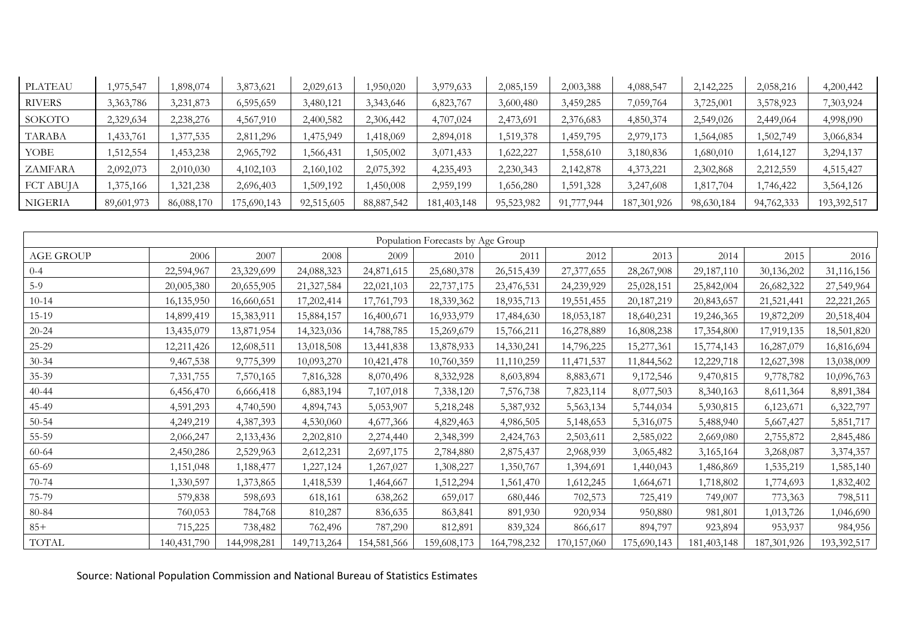| | | | | | | | | | | | | |
|---|---|---|---|---|---|---|---|---|---|---|---|---|
| PLATEAU | 1,975,547 | 1,898,074 | 3,873,621 | 2,029,613 | 1,950,020 | 3,979,633 | 2,085,159 | 2,003,388 | 4,088,547 | 2,142,225 | 2,058,216 | 4,200,442 |
| RIVERS | 3,363,786 | 3,231,873 | 6,595,659 | 3,480,121 | 3,343,646 | 6,823,767 | 3,600,480 | 3,459,285 | 7,059,764 | 3,725,001 | 3,578,923 | 7,303,924 |
| SOKOTO | 2,329,634 | 2,238,276 | 4,567,910 | 2,400,582 | 2,306,442 | 4,707,024 | 2,473,691 | 2,376,683 | 4,850,374 | 2,549,026 | 2,449,064 | 4,998,090 |
| TARABA | 1,433,761 | 1,377,535 | 2,811,296 | 1,475,949 | 1,418,069 | 2,894,018 | 1,519,378 | 1,459,795 | 2,979,173 | 1,564,085 | 1,502,749 | 3,066,834 |
| YOBE | 1,512,554 | 1,453,238 | 2,965,792 | 1,566,431 | 1,505,002 | 3,071,433 | 1,622,227 | 1,558,610 | 3,180,836 | 1,680,010 | 1,614,127 | 3,294,137 |
| ZAMFARA | 2,092,073 | 2,010,030 | 4,102,103 | 2,160,102 | 2,075,392 | 4,235,493 | 2,230,343 | 2,142,878 | 4,373,221 | 2,302,868 | 2,212,559 | 4,515,427 |
| FCT ABUJA | 1,375,166 | 1,321,238 | 2,696,403 | 1,509,192 | 1,450,008 | 2,959,199 | 1,656,280 | 1,591,328 | 3,247,608 | 1,817,704 | 1,746,422 | 3,564,126 |
| NIGERIA | 89,601,973 | 86,088,170 | 175,690,143 | 92,515,605 | 88,887,542 | 181,403,148 | 95,523,982 | 91,777,944 | 187,301,926 | 98,630,184 | 94,762,333 | 193,392,517 |

| Population Forecasts by Age Group | | | | | | | | | | | |
|---|---|---|---|---|---|---|---|---|---|---|---|
| AGE GROUP | 2006 | 2007 | 2008 | 2009 | 2010 | 2011 | 2012 | 2013 | 2014 | 2015 | 2016 |
| 0-4 | 22,594,967 | 23,329,699 | 24,088,323 | 24,871,615 | 25,680,378 | 26,515,439 | 27,377,655 | 28,267,908 | 29,187,110 | 30,136,202 | 31,116,156 |
| 5-9 | 20,005,380 | 20,655,905 | 21,327,584 | 22,021,103 | 22,737,175 | 23,476,531 | 24,239,929 | 25,028,151 | 25,842,004 | 26,682,322 | 27,549,964 |
| 10-14 | 16,135,950 | 16,660,651 | 17,202,414 | 17,761,793 | 18,339,362 | 18,935,713 | 19,551,455 | 20,187,219 | 20,843,657 | 21,521,441 | 22,221,265 |
| 15-19 | 14,899,419 | 15,383,911 | 15,884,157 | 16,400,671 | 16,933,979 | 17,484,630 | 18,053,187 | 18,640,231 | 19,246,365 | 19,872,209 | 20,518,404 |
| 20-24 | 13,435,079 | 13,871,954 | 14,323,036 | 14,788,785 | 15,269,679 | 15,766,211 | 16,278,889 | 16,808,238 | 17,354,800 | 17,919,135 | 18,501,820 |
| 25-29 | 12,211,426 | 12,608,511 | 13,018,508 | 13,441,838 | 13,878,933 | 14,330,241 | 14,796,225 | 15,277,361 | 15,774,143 | 16,287,079 | 16,816,694 |
| 30-34 | 9,467,538 | 9,775,399 | 10,093,270 | 10,421,478 | 10,760,359 | 11,110,259 | 11,471,537 | 11,844,562 | 12,229,718 | 12,627,398 | 13,038,009 |
| 35-39 | 7,331,755 | 7,570,165 | 7,816,328 | 8,070,496 | 8,332,928 | 8,603,894 | 8,883,671 | 9,172,546 | 9,470,815 | 9,778,782 | 10,096,763 |
| 40-44 | 6,456,470 | 6,666,418 | 6,883,194 | 7,107,018 | 7,338,120 | 7,576,738 | 7,823,114 | 8,077,503 | 8,340,163 | 8,611,364 | 8,891,384 |
| 45-49 | 4,591,293 | 4,740,590 | 4,894,743 | 5,053,907 | 5,218,248 | 5,387,932 | 5,563,134 | 5,744,034 | 5,930,815 | 6,123,671 | 6,322,797 |
| 50-54 | 4,249,219 | 4,387,393 | 4,530,060 | 4,677,366 | 4,829,463 | 4,986,505 | 5,148,653 | 5,316,075 | 5,488,940 | 5,667,427 | 5,851,717 |
| 55-59 | 2,066,247 | 2,133,436 | 2,202,810 | 2,274,440 | 2,348,399 | 2,424,763 | 2,503,611 | 2,585,022 | 2,669,080 | 2,755,872 | 2,845,486 |
| 60-64 | 2,450,286 | 2,529,963 | 2,612,231 | 2,697,175 | 2,784,880 | 2,875,437 | 2,968,939 | 3,065,482 | 3,165,164 | 3,268,087 | 3,374,357 |
| 65-69 | 1,151,048 | 1,188,477 | 1,227,124 | 1,267,027 | 1,308,227 | 1,350,767 | 1,394,691 | 1,440,043 | 1,486,869 | 1,535,219 | 1,585,140 |
| 70-74 | 1,330,597 | 1,373,865 | 1,418,539 | 1,464,667 | 1,512,294 | 1,561,470 | 1,612,245 | 1,664,671 | 1,718,802 | 1,774,693 | 1,832,402 |
| 75-79 | 579,838 | 598,693 | 618,161 | 638,262 | 659,017 | 680,446 | 702,573 | 725,419 | 749,007 | 773,363 | 798,511 |
| 80-84 | 760,053 | 784,768 | 810,287 | 836,635 | 863,841 | 891,930 | 920,934 | 950,880 | 981,801 | 1,013,726 | 1,046,690 |
| 85+ | 715,225 | 738,482 | 762,496 | 787,290 | 812,891 | 839,324 | 866,617 | 894,797 | 923,894 | 953,937 | 984,956 |
| TOTAL | 140,431,790 | 144,998,281 | 149,713,264 | 154,581,566 | 159,608,173 | 164,798,232 | 170,157,060 | 175,690,143 | 181,403,148 | 187,301,926 | 193,392,517 |

Source: National Population Commission and National Bureau of Statistics Estimates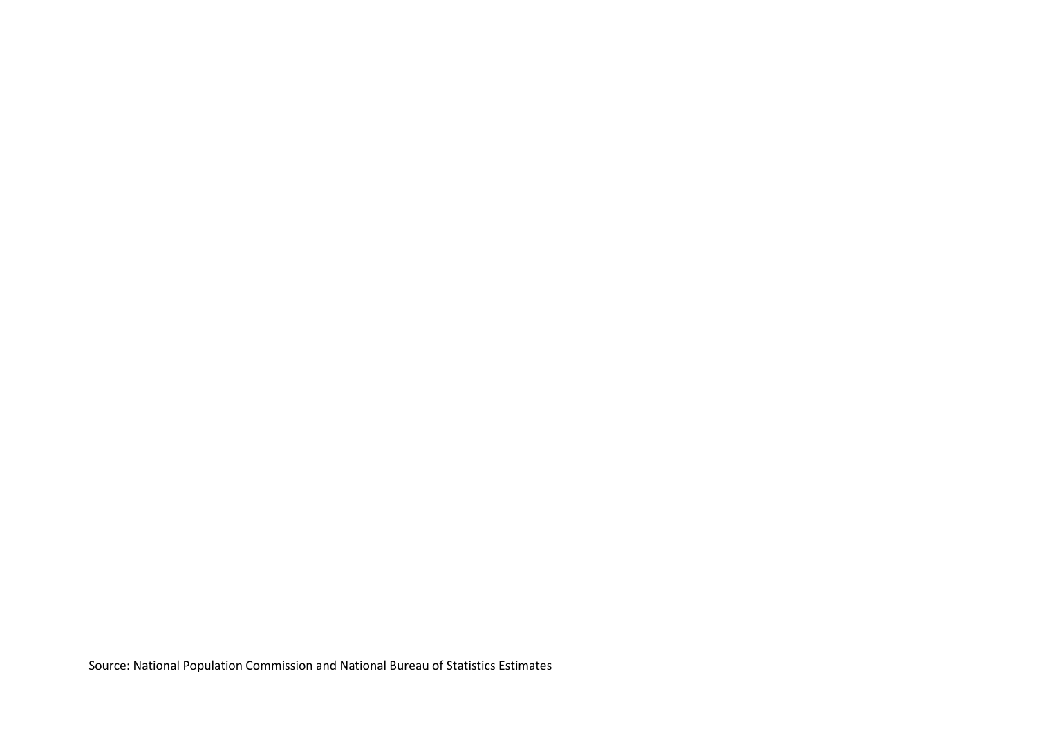Source: National Population Commission and National Bureau of Statistics Estimates